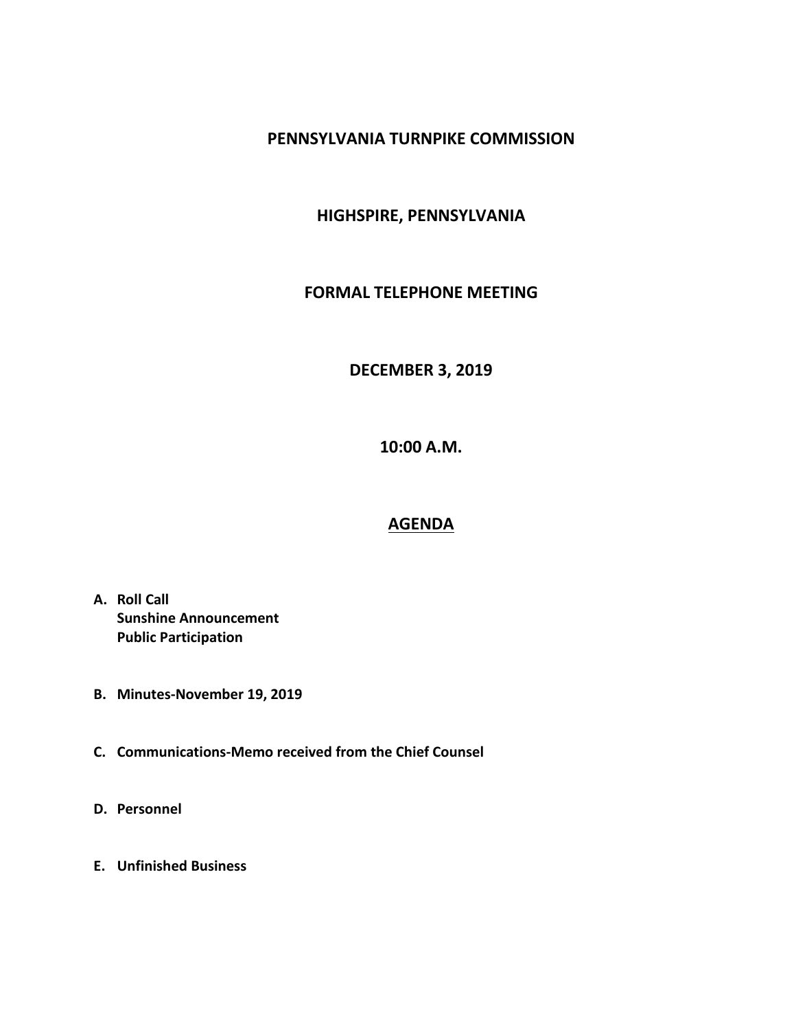# PENNSYLVANIA TURNPIKE COMMISSION

## HIGHSPIRE, PENNSYLVANIA

## FORMAL TELEPHONE MEETING

## DECEMBER 3, 2019

## 10:00 A.M.

## AGENDA

**A. Roll Call**
**Sunshine Announcement**
**Public Participation**

**B. Minutes-November 19, 2019**

**C. Communications-Memo received from the Chief Counsel**

**D. Personnel**

**E. Unfinished Business**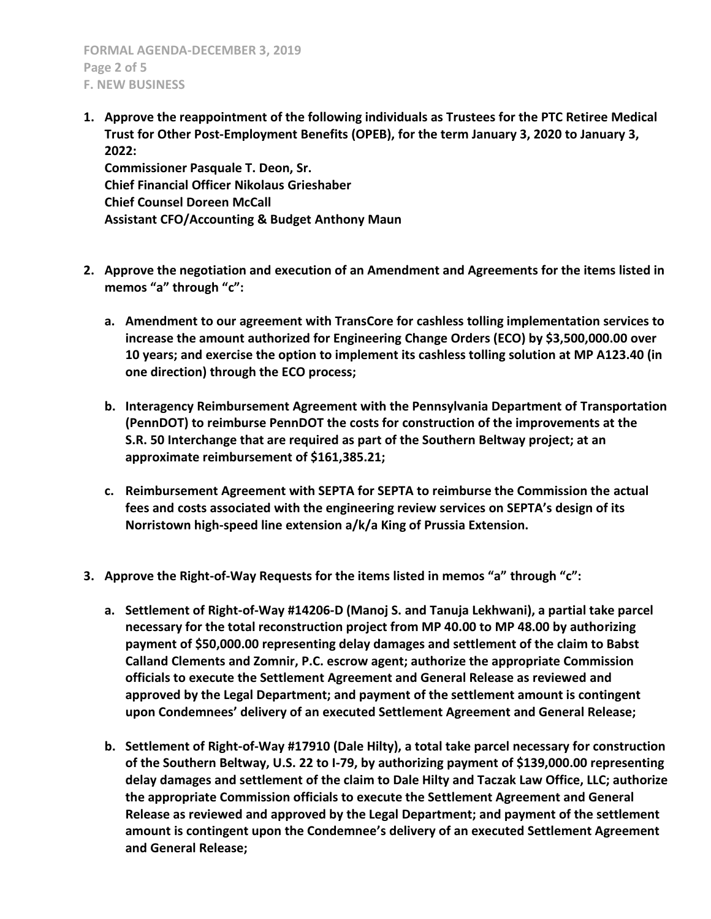## F. NEW BUSINESS

1. **Approve the reappointment of the following individuals as Trustees for the PTC Retiree Medical Trust for Other Post-Employment Benefits (OPEB), for the term January 3, 2020 to January 3, 2022:**
   **Commissioner Pasquale T. Deon, Sr.**
   **Chief Financial Officer Nikolaus Grieshaber**
   **Chief Counsel Doreen McCall**
   **Assistant CFO/Accounting & Budget Anthony Maun**

2. **Approve the negotiation and execution of an Amendment and Agreements for the items listed in memos "a" through "c":**

   a. **Amendment to our agreement with TransCore for cashless tolling implementation services to increase the amount authorized for Engineering Change Orders (ECO) by $3,500,000.00 over 10 years; and exercise the option to implement its cashless tolling solution at MP A123.40 (in one direction) through the ECO process;**

   b. **Interagency Reimbursement Agreement with the Pennsylvania Department of Transportation (PennDOT) to reimburse PennDOT the costs for construction of the improvements at the S.R. 50 Interchange that are required as part of the Southern Beltway project; at an approximate reimbursement of $161,385.21;**

   c. **Reimbursement Agreement with SEPTA for SEPTA to reimburse the Commission the actual fees and costs associated with the engineering review services on SEPTA's design of its Norristown high-speed line extension a/k/a King of Prussia Extension.**

3. **Approve the Right-of-Way Requests for the items listed in memos "a" through "c":**

   a. **Settlement of Right-of-Way #14206-D (Manoj S. and Tanuja Lekhwani), a partial take parcel necessary for the total reconstruction project from MP 40.00 to MP 48.00 by authorizing payment of $50,000.00 representing delay damages and settlement of the claim to Babst Calland Clements and Zomnir, P.C. escrow agent; authorize the appropriate Commission officials to execute the Settlement Agreement and General Release as reviewed and approved by the Legal Department; and payment of the settlement amount is contingent upon Condemnees' delivery of an executed Settlement Agreement and General Release;**

   b. **Settlement of Right-of-Way #17910 (Dale Hilty), a total take parcel necessary for construction of the Southern Beltway, U.S. 22 to I-79, by authorizing payment of $139,000.00 representing delay damages and settlement of the claim to Dale Hilty and Taczak Law Office, LLC; authorize the appropriate Commission officials to execute the Settlement Agreement and General Release as reviewed and approved by the Legal Department; and payment of the settlement amount is contingent upon the Condemnee's delivery of an executed Settlement Agreement and General Release;**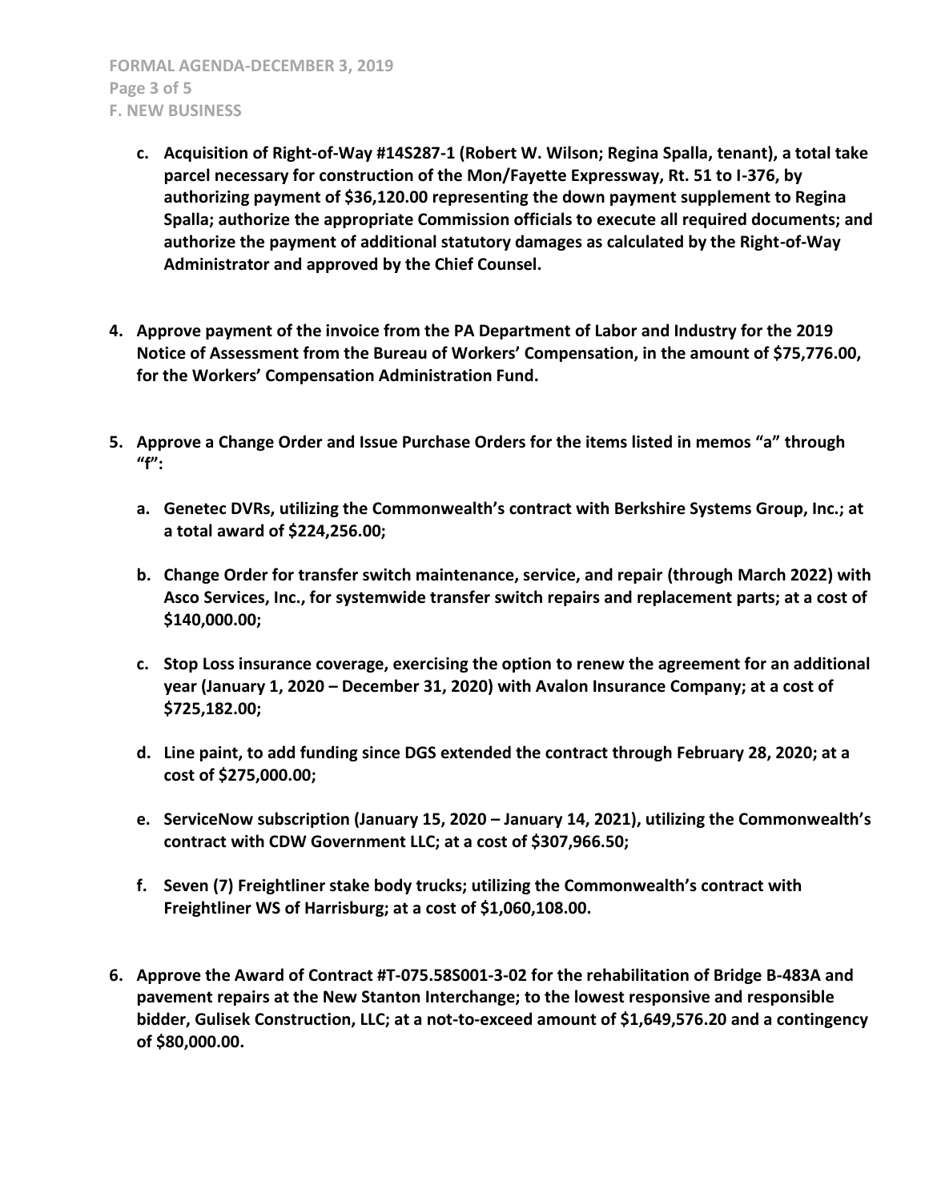- **c. Acquisition of Right-of-Way #14S287-1 (Robert W. Wilson; Regina Spalla, tenant), a total take parcel necessary for construction of the Mon/Fayette Expressway, Rt. 51 to I-376, by authorizing payment of $36,120.00 representing the down payment supplement to Regina Spalla; authorize the appropriate Commission officials to execute all required documents; and authorize the payment of additional statutory damages as calculated by the Right-of-Way Administrator and approved by the Chief Counsel.**

**4. Approve payment of the invoice from the PA Department of Labor and Industry for the 2019 Notice of Assessment from the Bureau of Workers' Compensation, in the amount of $75,776.00, for the Workers' Compensation Administration Fund.**

**5. Approve a Change Order and Issue Purchase Orders for the items listed in memos "a" through "f":**

- **a. Genetec DVRs, utilizing the Commonwealth's contract with Berkshire Systems Group, Inc.; at a total award of $224,256.00;**
- **b. Change Order for transfer switch maintenance, service, and repair (through March 2022) with Asco Services, Inc., for systemwide transfer switch repairs and replacement parts; at a cost of $140,000.00;**
- **c. Stop Loss insurance coverage, exercising the option to renew the agreement for an additional year (January 1, 2020 – December 31, 2020) with Avalon Insurance Company; at a cost of $725,182.00;**
- **d. Line paint, to add funding since DGS extended the contract through February 28, 2020; at a cost of $275,000.00;**
- **e. ServiceNow subscription (January 15, 2020 – January 14, 2021), utilizing the Commonwealth's contract with CDW Government LLC; at a cost of $307,966.50;**
- **f. Seven (7) Freightliner stake body trucks; utilizing the Commonwealth's contract with Freightliner WS of Harrisburg; at a cost of $1,060,108.00.**

**6. Approve the Award of Contract #T-075.58S001-3-02 for the rehabilitation of Bridge B-483A and pavement repairs at the New Stanton Interchange; to the lowest responsive and responsible bidder, Gulisek Construction, LLC; at a not-to-exceed amount of $1,649,576.20 and a contingency of $80,000.00.**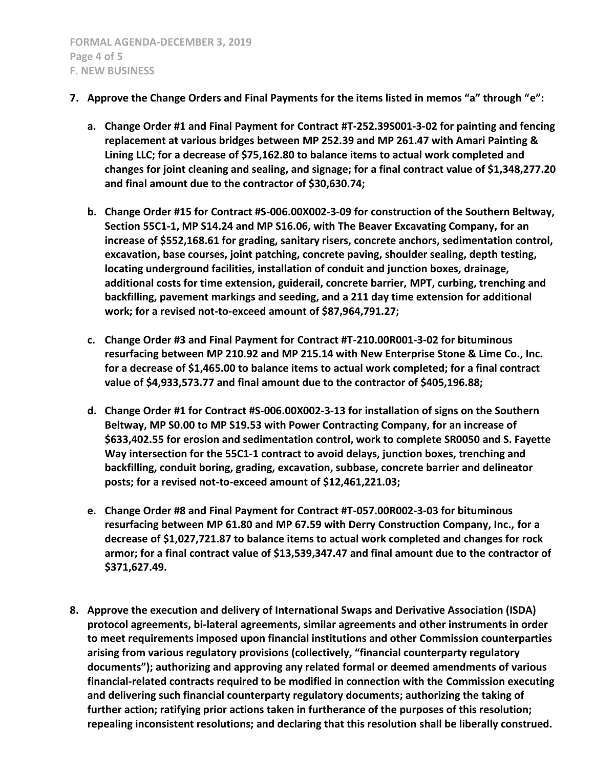**7. Approve the Change Orders and Final Payments for the items listed in memos "a" through "e":**

   **a. Change Order #1 and Final Payment for Contract #T-252.39S001-3-02 for painting and fencing replacement at various bridges between MP 252.39 and MP 261.47 with Amari Painting & Lining LLC; for a decrease of $75,162.80 to balance items to actual work completed and changes for joint cleaning and sealing, and signage; for a final contract value of $1,348,277.20 and final amount due to the contractor of $30,630.74;**

   **b. Change Order #15 for Contract #S-006.00X002-3-09 for construction of the Southern Beltway, Section 55C1-1, MP S14.24 and MP S16.06, with The Beaver Excavating Company, for an increase of $552,168.61 for grading, sanitary risers, concrete anchors, sedimentation control, excavation, base courses, joint patching, concrete paving, shoulder sealing, depth testing, locating underground facilities, installation of conduit and junction boxes, drainage, additional costs for time extension, guiderail, concrete barrier, MPT, curbing, trenching and backfilling, pavement markings and seeding, and a 211 day time extension for additional work; for a revised not-to-exceed amount of $87,964,791.27;**

   **c. Change Order #3 and Final Payment for Contract #T-210.00R001-3-02 for bituminous resurfacing between MP 210.92 and MP 215.14 with New Enterprise Stone & Lime Co., Inc. for a decrease of $1,465.00 to balance items to actual work completed; for a final contract value of $4,933,573.77 and final amount due to the contractor of $405,196.88;**

   **d. Change Order #1 for Contract #S-006.00X002-3-13 for installation of signs on the Southern Beltway, MP S0.00 to MP S19.53 with Power Contracting Company, for an increase of $633,402.55 for erosion and sedimentation control, work to complete SR0050 and S. Fayette Way intersection for the 55C1-1 contract to avoid delays, junction boxes, trenching and backfilling, conduit boring, grading, excavation, subbase, concrete barrier and delineator posts; for a revised not-to-exceed amount of $12,461,221.03;**

   **e. Change Order #8 and Final Payment for Contract #T-057.00R002-3-03 for bituminous resurfacing between MP 61.80 and MP 67.59 with Derry Construction Company, Inc., for a decrease of $1,027,721.87 to balance items to actual work completed and changes for rock armor; for a final contract value of $13,539,347.47 and final amount due to the contractor of $371,627.49.**

**8. Approve the execution and delivery of International Swaps and Derivative Association (ISDA) protocol agreements, bi-lateral agreements, similar agreements and other instruments in order to meet requirements imposed upon financial institutions and other Commission counterparties arising from various regulatory provisions (collectively, "financial counterparty regulatory documents"); authorizing and approving any related formal or deemed amendments of various financial-related contracts required to be modified in connection with the Commission executing and delivering such financial counterparty regulatory documents; authorizing the taking of further action; ratifying prior actions taken in furtherance of the purposes of this resolution; repealing inconsistent resolutions; and declaring that this resolution shall be liberally construed.**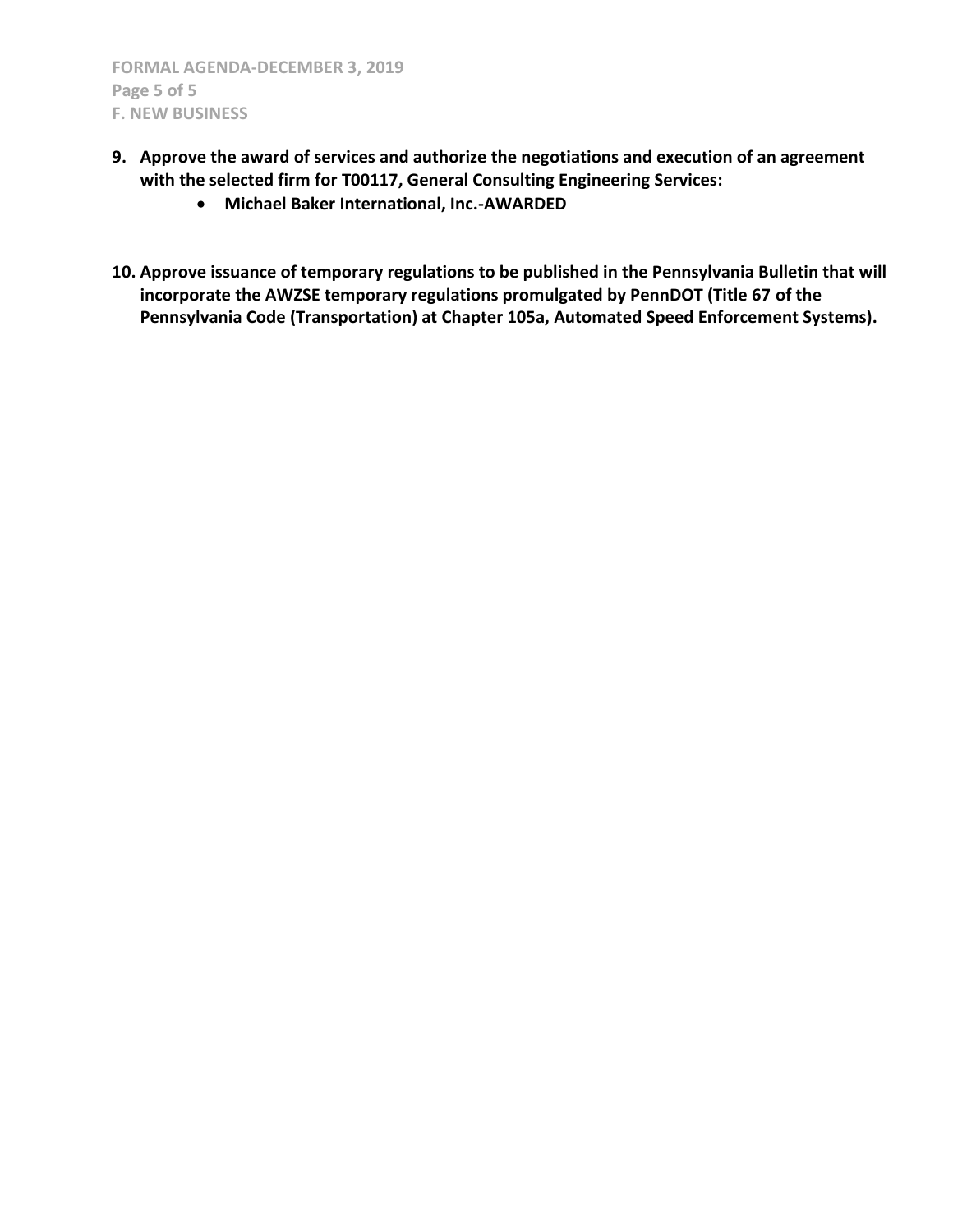9. **Approve the award of services and authorize the negotiations and execution of an agreement with the selected firm for T00117, General Consulting Engineering Services:**
    - **Michael Baker International, Inc.-AWARDED**

10. **Approve issuance of temporary regulations to be published in the Pennsylvania Bulletin that will incorporate the AWZSE temporary regulations promulgated by PennDOT (Title 67 of the Pennsylvania Code (Transportation) at Chapter 105a, Automated Speed Enforcement Systems).**